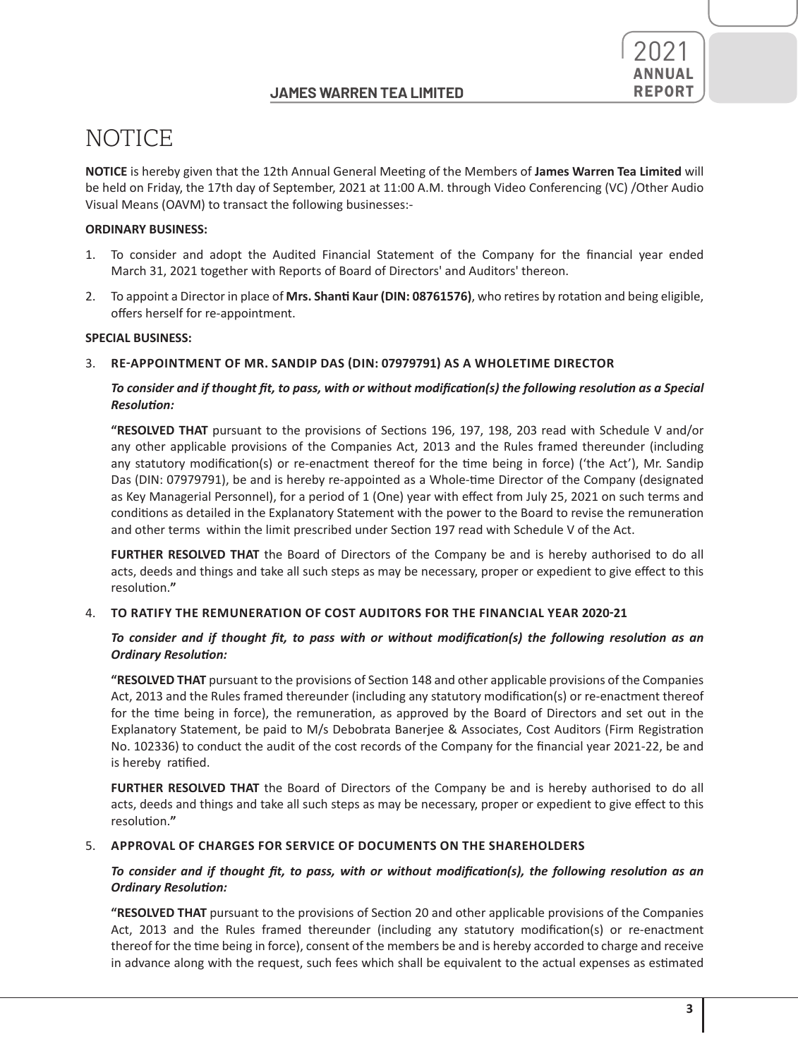# NOTICE

**NOTICE** is hereby given that the 12th Annual General Meeting of the Members of **James Warren Tea Limited** will be held on Friday, the 17th day of September, 2021 at 11:00 A.M. through Video Conferencing (VC) /Other Audio Visual Means (OAVM) to transact the following businesses:-

**ORDINARY BUSINESS:**

1. To consider and adopt the Audited Financial Statement of the Company for the financial year ended March 31, 2021 together with Reports of Board of Directors' and Auditors' thereon.
2. To appoint a Director in place of **Mrs. Shanti Kaur (DIN: 08761576)**, who retires by rotation and being eligible, offers herself for re-appointment.

**SPECIAL BUSINESS:**

3. **RE-APPOINTMENT OF MR. SANDIP DAS (DIN: 07979791) AS A WHOLETIME DIRECTOR**

   ***To consider and if thought fit, to pass, with or without modification(s) the following resolution as a Special Resolution:***

   **"RESOLVED THAT** pursuant to the provisions of Sections 196, 197, 198, 203 read with Schedule V and/or any other applicable provisions of the Companies Act, 2013 and the Rules framed thereunder (including any statutory modification(s) or re-enactment thereof for the time being in force) ('the Act'), Mr. Sandip Das (DIN: 07979791), be and is hereby re-appointed as a Whole-time Director of the Company (designated as Key Managerial Personnel), for a period of 1 (One) year with effect from July 25, 2021 on such terms and conditions as detailed in the Explanatory Statement with the power to the Board to revise the remuneration and other terms within the limit prescribed under Section 197 read with Schedule V of the Act.

   **FURTHER RESOLVED THAT** the Board of Directors of the Company be and is hereby authorised to do all acts, deeds and things and take all such steps as may be necessary, proper or expedient to give effect to this resolution.**"**

4. **TO RATIFY THE REMUNERATION OF COST AUDITORS FOR THE FINANCIAL YEAR 2020-21**

   ***To consider and if thought fit, to pass with or without modification(s) the following resolution as an Ordinary Resolution:***

   **"RESOLVED THAT** pursuant to the provisions of Section 148 and other applicable provisions of the Companies Act, 2013 and the Rules framed thereunder (including any statutory modification(s) or re-enactment thereof for the time being in force), the remuneration, as approved by the Board of Directors and set out in the Explanatory Statement, be paid to M/s Debobrata Banerjee & Associates, Cost Auditors (Firm Registration No. 102336) to conduct the audit of the cost records of the Company for the financial year 2021-22, be and is hereby ratified.

   **FURTHER RESOLVED THAT** the Board of Directors of the Company be and is hereby authorised to do all acts, deeds and things and take all such steps as may be necessary, proper or expedient to give effect to this resolution.**"**

5. **APPROVAL OF CHARGES FOR SERVICE OF DOCUMENTS ON THE SHAREHOLDERS**

   ***To consider and if thought fit, to pass, with or without modification(s), the following resolution as an Ordinary Resolution:***

   **"RESOLVED THAT** pursuant to the provisions of Section 20 and other applicable provisions of the Companies Act, 2013 and the Rules framed thereunder (including any statutory modification(s) or re-enactment thereof for the time being in force), consent of the members be and is hereby accorded to charge and receive in advance along with the request, such fees which shall be equivalent to the actual expenses as estimated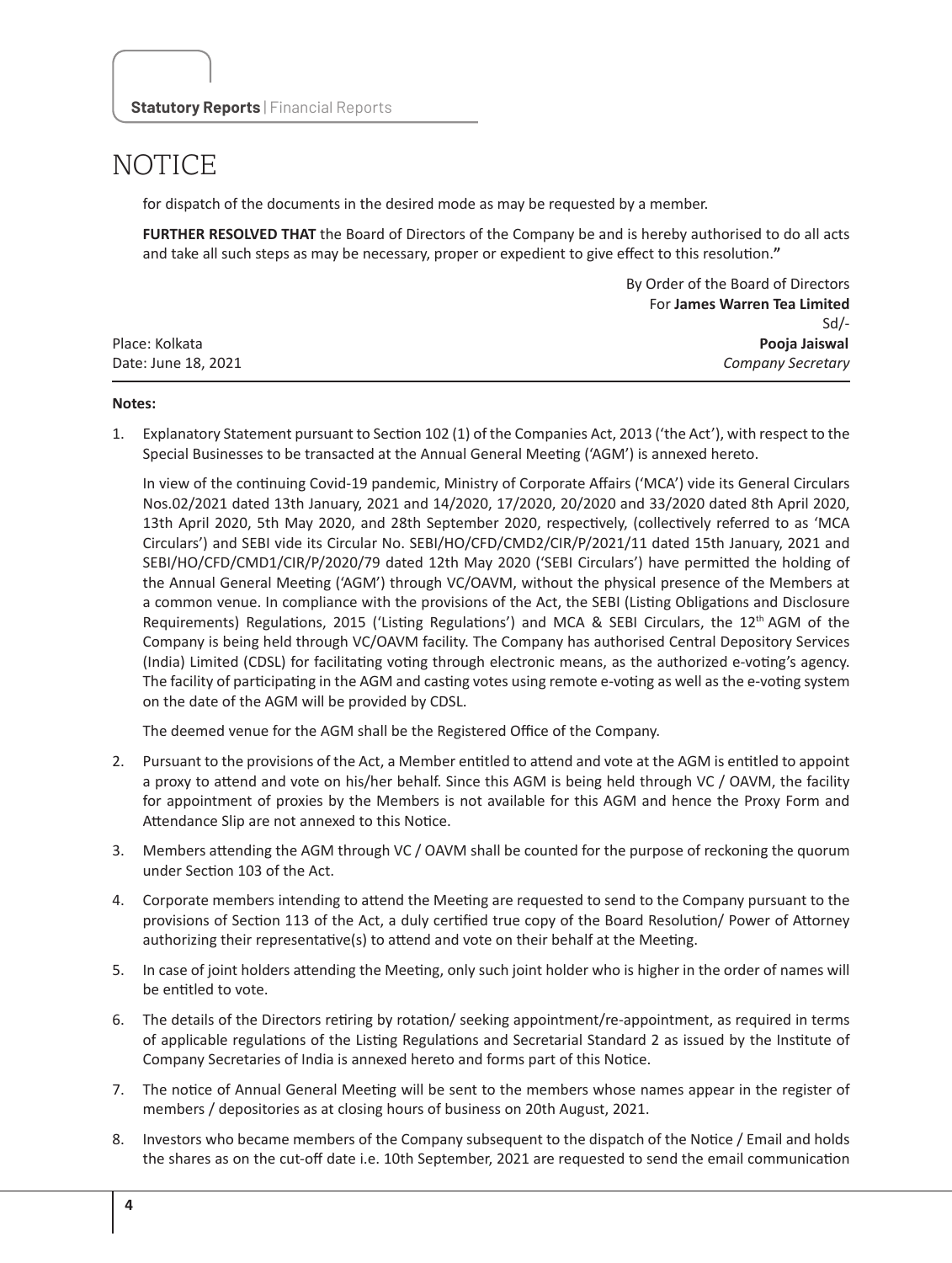# NOTICE

for dispatch of the documents in the desired mode as may be requested by a member.

**FURTHER RESOLVED THAT** the Board of Directors of the Company be and is hereby authorised to do all acts and take all such steps as may be necessary, proper or expedient to give effect to this resolution.**"**

By Order of the Board of Directors
For **James Warren Tea Limited**
Sd/-
**Pooja Jaiswal**
*Company Secretary*

Place: Kolkata
Date: June 18, 2021

**Notes:**

1. Explanatory Statement pursuant to Section 102 (1) of the Companies Act, 2013 ('the Act'), with respect to the Special Businesses to be transacted at the Annual General Meeting ('AGM') is annexed hereto.

   In view of the continuing Covid-19 pandemic, Ministry of Corporate Affairs ('MCA') vide its General Circulars Nos.02/2021 dated 13th January, 2021 and 14/2020, 17/2020, 20/2020 and 33/2020 dated 8th April 2020, 13th April 2020, 5th May 2020, and 28th September 2020, respectively, (collectively referred to as 'MCA Circulars') and SEBI vide its Circular No. SEBI/HO/CFD/CMD2/CIR/P/2021/11 dated 15th January, 2021 and SEBI/HO/CFD/CMD1/CIR/P/2020/79 dated 12th May 2020 ('SEBI Circulars') have permitted the holding of the Annual General Meeting ('AGM') through VC/OAVM, without the physical presence of the Members at a common venue. In compliance with the provisions of the Act, the SEBI (Listing Obligations and Disclosure Requirements) Regulations, 2015 ('Listing Regulations') and MCA & SEBI Circulars, the 12th AGM of the Company is being held through VC/OAVM facility. The Company has authorised Central Depository Services (India) Limited (CDSL) for facilitating voting through electronic means, as the authorized e-voting's agency. The facility of participating in the AGM and casting votes using remote e-voting as well as the e-voting system on the date of the AGM will be provided by CDSL.

   The deemed venue for the AGM shall be the Registered Office of the Company.

2. Pursuant to the provisions of the Act, a Member entitled to attend and vote at the AGM is entitled to appoint a proxy to attend and vote on his/her behalf. Since this AGM is being held through VC / OAVM, the facility for appointment of proxies by the Members is not available for this AGM and hence the Proxy Form and Attendance Slip are not annexed to this Notice.

3. Members attending the AGM through VC / OAVM shall be counted for the purpose of reckoning the quorum under Section 103 of the Act.

4. Corporate members intending to attend the Meeting are requested to send to the Company pursuant to the provisions of Section 113 of the Act, a duly certified true copy of the Board Resolution/ Power of Attorney authorizing their representative(s) to attend and vote on their behalf at the Meeting.

5. In case of joint holders attending the Meeting, only such joint holder who is higher in the order of names will be entitled to vote.

6. The details of the Directors retiring by rotation/ seeking appointment/re-appointment, as required in terms of applicable regulations of the Listing Regulations and Secretarial Standard 2 as issued by the Institute of Company Secretaries of India is annexed hereto and forms part of this Notice.

7. The notice of Annual General Meeting will be sent to the members whose names appear in the register of members / depositories as at closing hours of business on 20th August, 2021.

8. Investors who became members of the Company subsequent to the dispatch of the Notice / Email and holds the shares as on the cut-off date i.e. 10th September, 2021 are requested to send the email communication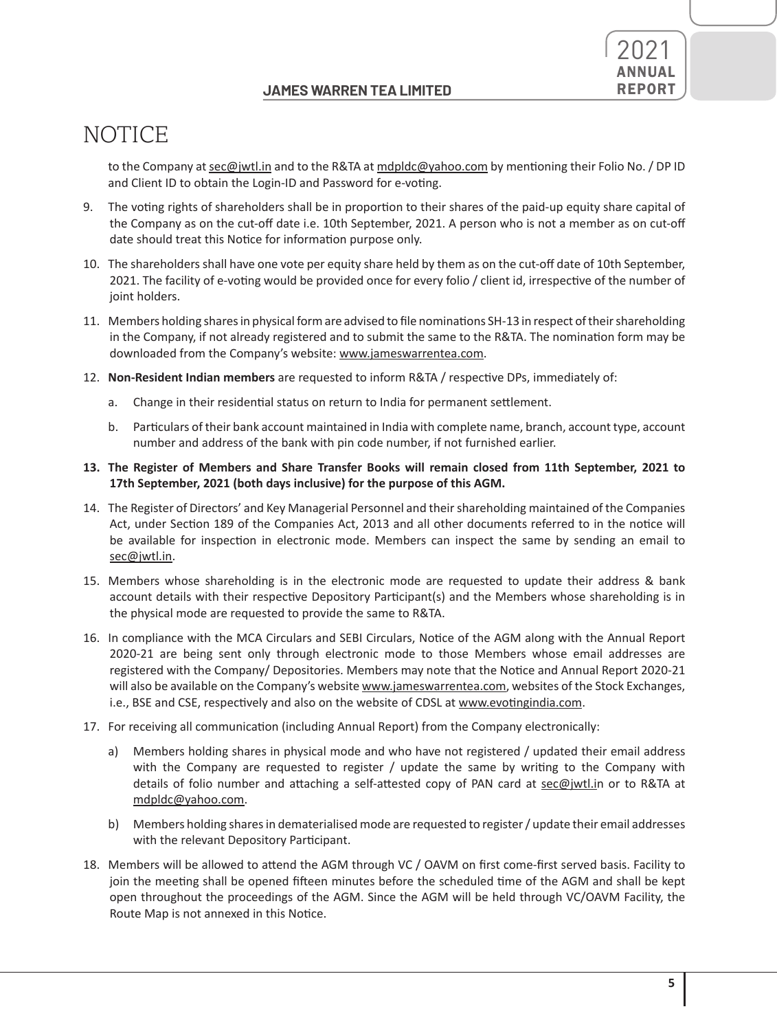# NOTICE

to the Company at sec@jwtl.in and to the R&TA at mdpldc@yahoo.com by mentioning their Folio No. / DP ID and Client ID to obtain the Login-ID and Password for e-voting.

9. The voting rights of shareholders shall be in proportion to their shares of the paid-up equity share capital of the Company as on the cut-off date i.e. 10th September, 2021. A person who is not a member as on cut-off date should treat this Notice for information purpose only.

10. The shareholders shall have one vote per equity share held by them as on the cut-off date of 10th September, 2021. The facility of e-voting would be provided once for every folio / client id, irrespective of the number of joint holders.

11. Members holding shares in physical form are advised to file nominations SH-13 in respect of their shareholding in the Company, if not already registered and to submit the same to the R&TA. The nomination form may be downloaded from the Company's website: www.jameswarrentea.com.

12. **Non-Resident Indian members** are requested to inform R&TA / respective DPs, immediately of:

    a. Change in their residential status on return to India for permanent settlement.

    b. Particulars of their bank account maintained in India with complete name, branch, account type, account number and address of the bank with pin code number, if not furnished earlier.

13. **The Register of Members and Share Transfer Books will remain closed from 11th September, 2021 to 17th September, 2021 (both days inclusive) for the purpose of this AGM.**

14. The Register of Directors' and Key Managerial Personnel and their shareholding maintained of the Companies Act, under Section 189 of the Companies Act, 2013 and all other documents referred to in the notice will be available for inspection in electronic mode. Members can inspect the same by sending an email to sec@jwtl.in.

15. Members whose shareholding is in the electronic mode are requested to update their address & bank account details with their respective Depository Participant(s) and the Members whose shareholding is in the physical mode are requested to provide the same to R&TA.

16. In compliance with the MCA Circulars and SEBI Circulars, Notice of the AGM along with the Annual Report 2020-21 are being sent only through electronic mode to those Members whose email addresses are registered with the Company/ Depositories. Members may note that the Notice and Annual Report 2020-21 will also be available on the Company's website www.jameswarrentea.com, websites of the Stock Exchanges, i.e., BSE and CSE, respectively and also on the website of CDSL at www.evotingindia.com.

17. For receiving all communication (including Annual Report) from the Company electronically:

    a) Members holding shares in physical mode and who have not registered / updated their email address with the Company are requested to register / update the same by writing to the Company with details of folio number and attaching a self-attested copy of PAN card at sec@jwtl.in or to R&TA at mdpldc@yahoo.com.

    b) Members holding shares in dematerialised mode are requested to register / update their email addresses with the relevant Depository Participant.

18. Members will be allowed to attend the AGM through VC / OAVM on first come-first served basis. Facility to join the meeting shall be opened fifteen minutes before the scheduled time of the AGM and shall be kept open throughout the proceedings of the AGM. Since the AGM will be held through VC/OAVM Facility, the Route Map is not annexed in this Notice.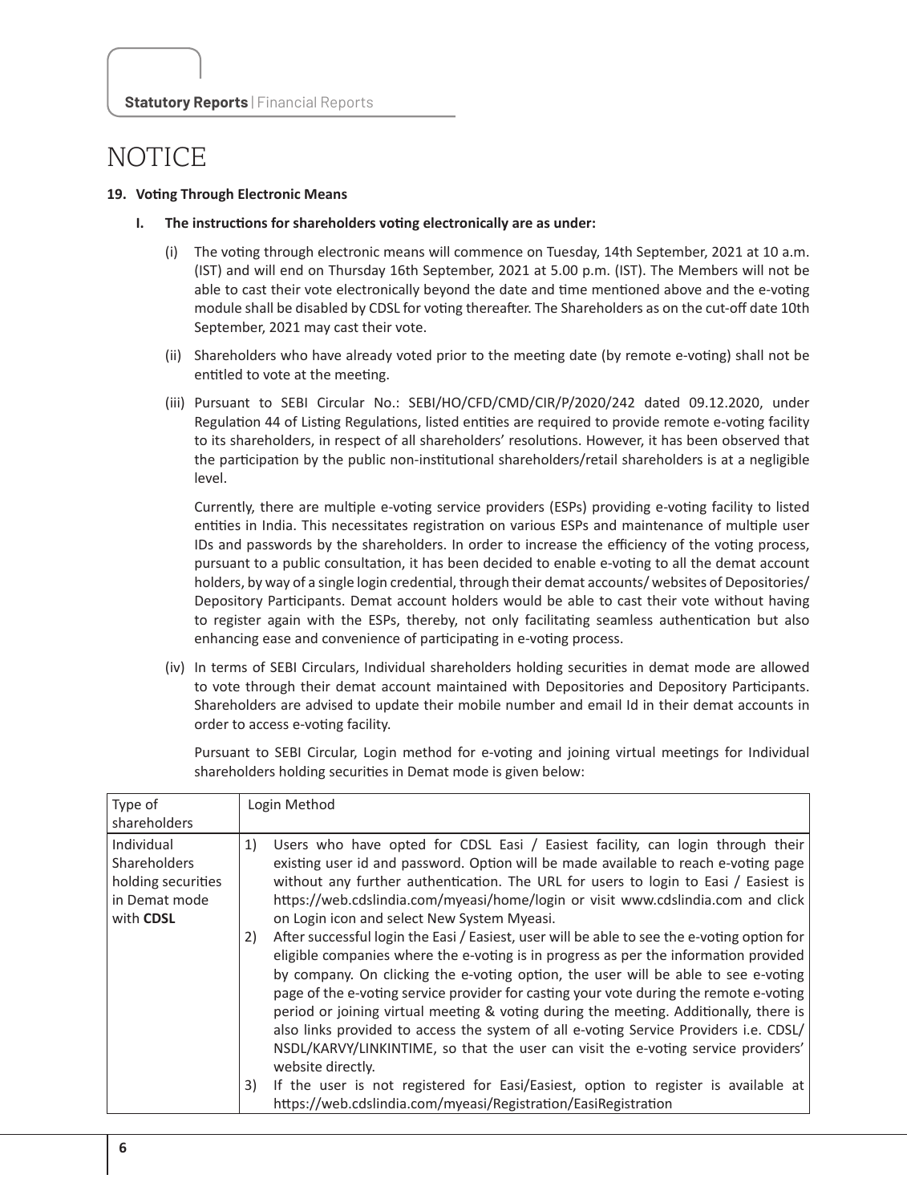# NOTICE

**19. Voting Through Electronic Means**

**I. The instructions for shareholders voting electronically are as under:**

(i) The voting through electronic means will commence on Tuesday, 14th September, 2021 at 10 a.m. (IST) and will end on Thursday 16th September, 2021 at 5.00 p.m. (IST). The Members will not be able to cast their vote electronically beyond the date and time mentioned above and the e-voting module shall be disabled by CDSL for voting thereafter. The Shareholders as on the cut-off date 10th September, 2021 may cast their vote.

(ii) Shareholders who have already voted prior to the meeting date (by remote e-voting) shall not be entitled to vote at the meeting.

(iii) Pursuant to SEBI Circular No.: SEBI/HO/CFD/CMD/CIR/P/2020/242 dated 09.12.2020, under Regulation 44 of Listing Regulations, listed entities are required to provide remote e-voting facility to its shareholders, in respect of all shareholders' resolutions. However, it has been observed that the participation by the public non-institutional shareholders/retail shareholders is at a negligible level.

Currently, there are multiple e-voting service providers (ESPs) providing e-voting facility to listed entities in India. This necessitates registration on various ESPs and maintenance of multiple user IDs and passwords by the shareholders. In order to increase the efficiency of the voting process, pursuant to a public consultation, it has been decided to enable e-voting to all the demat account holders, by way of a single login credential, through their demat accounts/ websites of Depositories/ Depository Participants. Demat account holders would be able to cast their vote without having to register again with the ESPs, thereby, not only facilitating seamless authentication but also enhancing ease and convenience of participating in e-voting process.

(iv) In terms of SEBI Circulars, Individual shareholders holding securities in demat mode are allowed to vote through their demat account maintained with Depositories and Depository Participants. Shareholders are advised to update their mobile number and email Id in their demat accounts in order to access e-voting facility.

Pursuant to SEBI Circular, Login method for e-voting and joining virtual meetings for Individual shareholders holding securities in Demat mode is given below:

| Type of shareholders | Login Method |
|---|---|
| Individual Shareholders holding securities in Demat mode with **CDSL** | 1) Users who have opted for CDSL Easi / Easiest facility, can login through their existing user id and password. Option will be made available to reach e-voting page without any further authentication. The URL for users to login to Easi / Easiest is https://web.cdslindia.com/myeasi/home/login or visit www.cdslindia.com and click on Login icon and select New System Myeasi.<br>2) After successful login the Easi / Easiest, user will be able to see the e-voting option for eligible companies where the e-voting is in progress as per the information provided by company. On clicking the e-voting option, the user will be able to see e-voting page of the e-voting service provider for casting your vote during the remote e-voting period or joining virtual meeting & voting during the meeting. Additionally, there is also links provided to access the system of all e-voting Service Providers i.e. CDSL/ NSDL/KARVY/LINKINTIME, so that the user can visit the e-voting service providers' website directly.<br>3) If the user is not registered for Easi/Easiest, option to register is available at https://web.cdslindia.com/myeasi/Registration/EasiRegistration |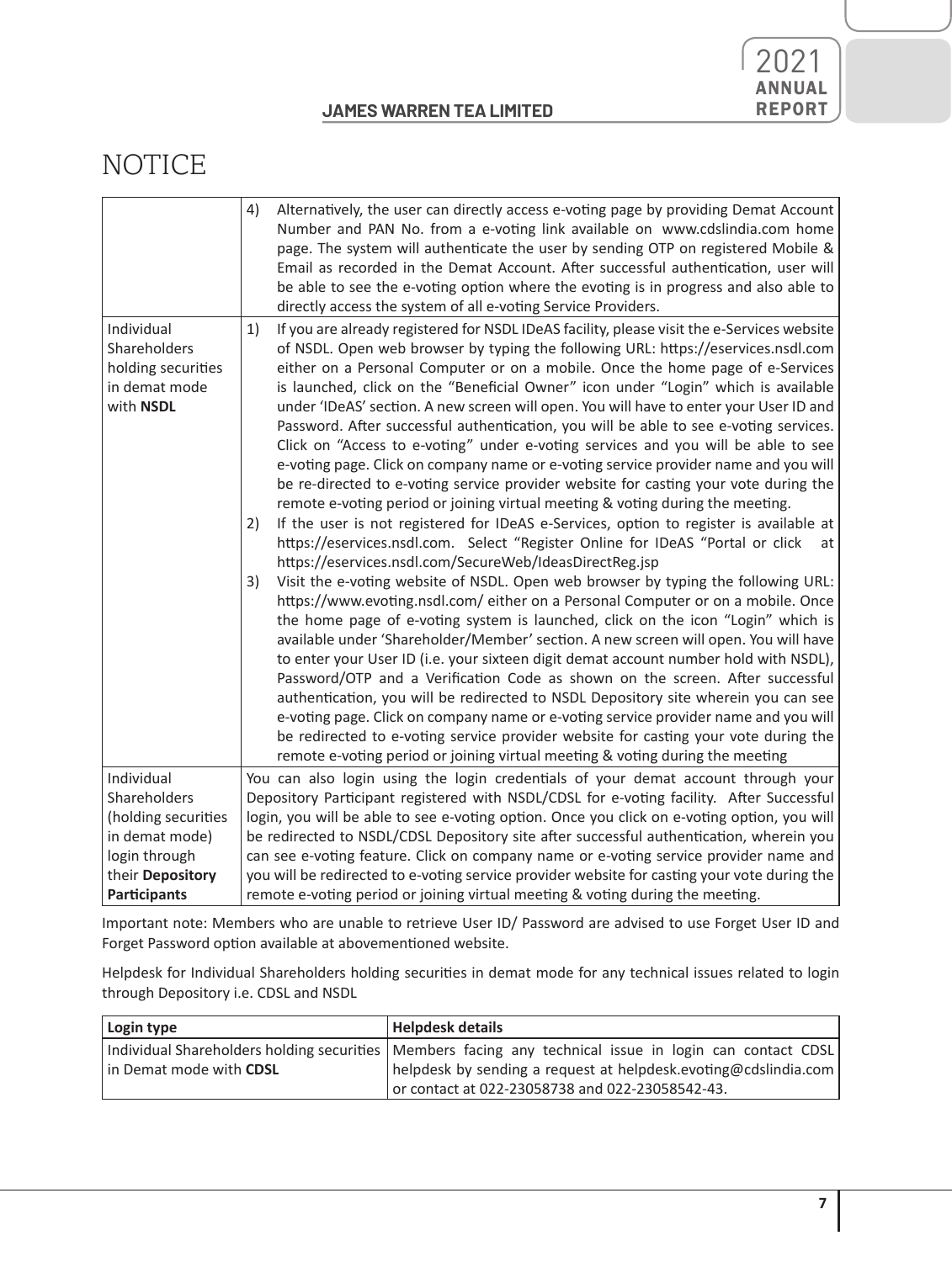# NOTICE

| | |
|---|---|
| | 4) Alternatively, the user can directly access e-voting page by providing Demat Account Number and PAN No. from a e-voting link available on www.cdslindia.com home page. The system will authenticate the user by sending OTP on registered Mobile & Email as recorded in the Demat Account. After successful authentication, user will be able to see the e-voting option where the evoting is in progress and also able to directly access the system of all e-voting Service Providers. |
| Individual Shareholders holding securities in demat mode with **NSDL** | 1) If you are already registered for NSDL IDeAS facility, please visit the e-Services website of NSDL. Open web browser by typing the following URL: https://eservices.nsdl.com either on a Personal Computer or on a mobile. Once the home page of e-Services is launched, click on the "Beneficial Owner" icon under "Login" which is available under 'IDeAS' section. A new screen will open. You will have to enter your User ID and Password. After successful authentication, you will be able to see e-voting services. Click on "Access to e-voting" under e-voting services and you will be able to see e-voting page. Click on company name or e-voting service provider name and you will be re-directed to e-voting service provider website for casting your vote during the remote e-voting period or joining virtual meeting & voting during the meeting.<br>2) If the user is not registered for IDeAS e-Services, option to register is available at https://eservices.nsdl.com. Select "Register Online for IDeAS "Portal or click at https://eservices.nsdl.com/SecureWeb/IdeasDirectReg.jsp<br>3) Visit the e-voting website of NSDL. Open web browser by typing the following URL: https://www.evoting.nsdl.com/ either on a Personal Computer or on a mobile. Once the home page of e-voting system is launched, click on the icon "Login" which is available under 'Shareholder/Member' section. A new screen will open. You will have to enter your User ID (i.e. your sixteen digit demat account number hold with NSDL), Password/OTP and a Verification Code as shown on the screen. After successful authentication, you will be redirected to NSDL Depository site wherein you can see e-voting page. Click on company name or e-voting service provider name and you will be redirected to e-voting service provider website for casting your vote during the remote e-voting period or joining virtual meeting & voting during the meeting |
| Individual Shareholders (holding securities in demat mode) login through their **Depository Participants** | You can also login using the login credentials of your demat account through your Depository Participant registered with NSDL/CDSL for e-voting facility. After Successful login, you will be able to see e-voting option. Once you click on e-voting option, you will be redirected to NSDL/CDSL Depository site after successful authentication, wherein you can see e-voting feature. Click on company name or e-voting service provider name and you will be redirected to e-voting service provider website for casting your vote during the remote e-voting period or joining virtual meeting & voting during the meeting. |

Important note: Members who are unable to retrieve User ID/ Password are advised to use Forget User ID and Forget Password option available at abovementioned website.

Helpdesk for Individual Shareholders holding securities in demat mode for any technical issues related to login through Depository i.e. CDSL and NSDL

| **Login type** | **Helpdesk details** |
|---|---|
| Individual Shareholders holding securities in Demat mode with **CDSL** | Members facing any technical issue in login can contact CDSL helpdesk by sending a request at helpdesk.evoting@cdslindia.com or contact at 022-23058738 and 022-23058542-43. |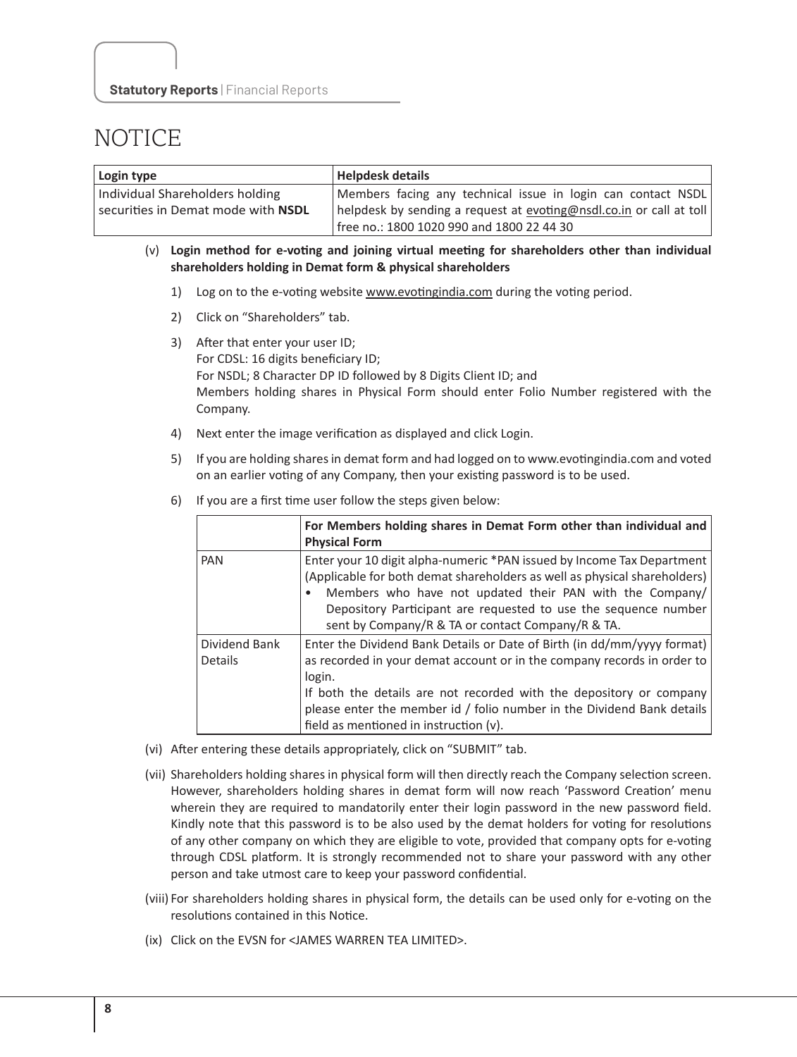# NOTICE

| Login type | Helpdesk details |
|---|---|
| Individual Shareholders holding securities in Demat mode with **NSDL** | Members facing any technical issue in login can contact NSDL helpdesk by sending a request at evoting@nsdl.co.in or call at toll free no.: 1800 1020 990 and 1800 22 44 30 |

(v) **Login method for e-voting and joining virtual meeting for shareholders other than individual shareholders holding in Demat form & physical shareholders**

1) Log on to the e-voting website www.evotingindia.com during the voting period.

2) Click on "Shareholders" tab.

3) After that enter your user ID;
For CDSL: 16 digits beneficiary ID;
For NSDL; 8 Character DP ID followed by 8 Digits Client ID; and
Members holding shares in Physical Form should enter Folio Number registered with the Company.

4) Next enter the image verification as displayed and click Login.

5) If you are holding shares in demat form and had logged on to www.evotingindia.com and voted on an earlier voting of any Company, then your existing password is to be used.

6) If you are a first time user follow the steps given below:

| | For Members holding shares in Demat Form other than individual and Physical Form |
|---|---|
| PAN | Enter your 10 digit alpha-numeric *PAN issued by Income Tax Department (Applicable for both demat shareholders as well as physical shareholders)<br>• Members who have not updated their PAN with the Company/ Depository Participant are requested to use the sequence number sent by Company/R & TA or contact Company/R & TA. |
| Dividend Bank Details | Enter the Dividend Bank Details or Date of Birth (in dd/mm/yyyy format) as recorded in your demat account or in the company records in order to login.<br>If both the details are not recorded with the depository or company please enter the member id / folio number in the Dividend Bank details field as mentioned in instruction (v). |

(vi) After entering these details appropriately, click on "SUBMIT" tab.

(vii) Shareholders holding shares in physical form will then directly reach the Company selection screen. However, shareholders holding shares in demat form will now reach 'Password Creation' menu wherein they are required to mandatorily enter their login password in the new password field. Kindly note that this password is to be also used by the demat holders for voting for resolutions of any other company on which they are eligible to vote, provided that company opts for e-voting through CDSL platform. It is strongly recommended not to share your password with any other person and take utmost care to keep your password confidential.

(viii) For shareholders holding shares in physical form, the details can be used only for e-voting on the resolutions contained in this Notice.

(ix) Click on the EVSN for <JAMES WARREN TEA LIMITED>.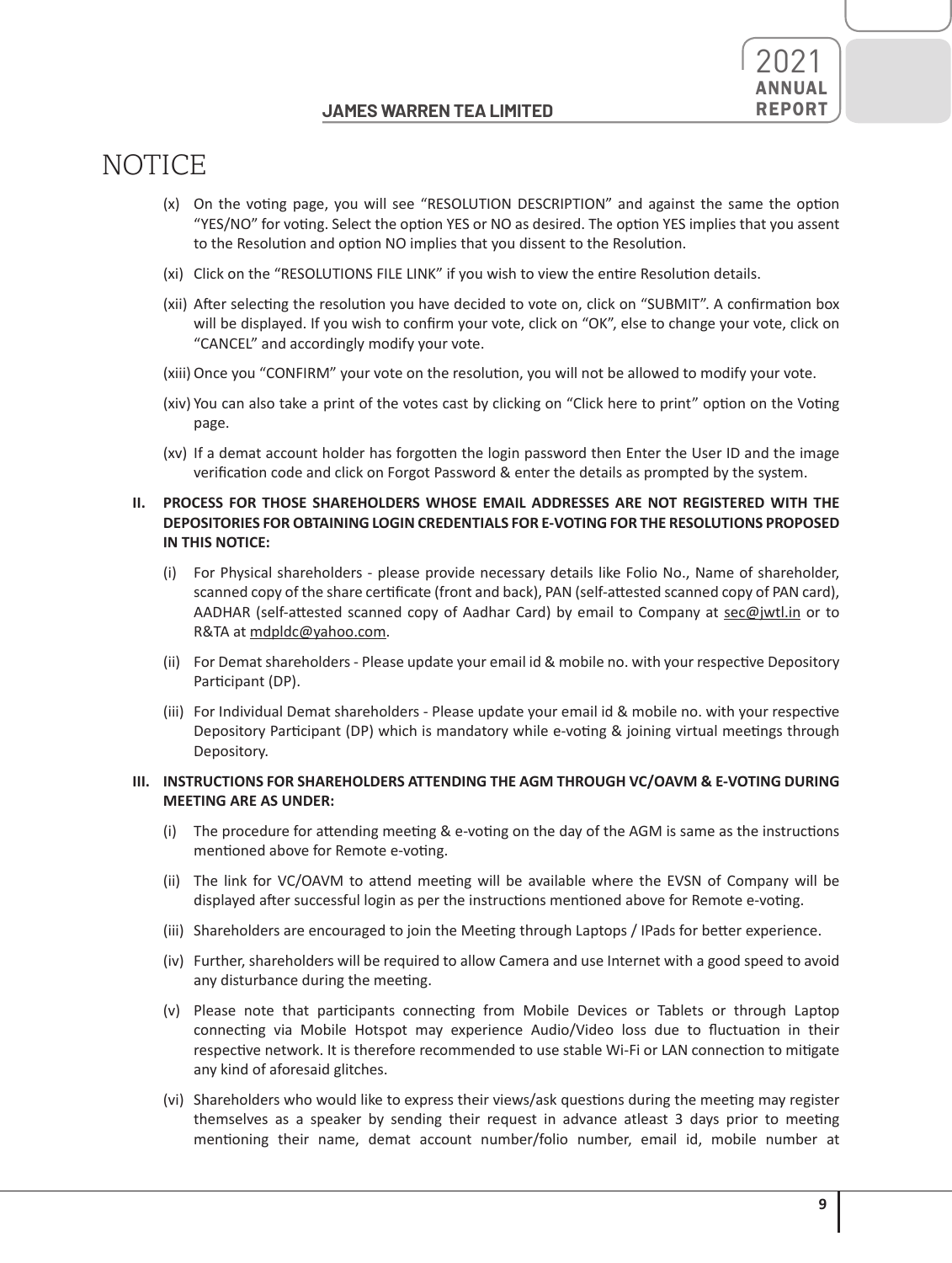# NOTICE

(x) On the voting page, you will see "RESOLUTION DESCRIPTION" and against the same the option "YES/NO" for voting. Select the option YES or NO as desired. The option YES implies that you assent to the Resolution and option NO implies that you dissent to the Resolution.

(xi) Click on the "RESOLUTIONS FILE LINK" if you wish to view the entire Resolution details.

(xii) After selecting the resolution you have decided to vote on, click on "SUBMIT". A confirmation box will be displayed. If you wish to confirm your vote, click on "OK", else to change your vote, click on "CANCEL" and accordingly modify your vote.

(xiii) Once you "CONFIRM" your vote on the resolution, you will not be allowed to modify your vote.

(xiv) You can also take a print of the votes cast by clicking on "Click here to print" option on the Voting page.

(xv) If a demat account holder has forgotten the login password then Enter the User ID and the image verification code and click on Forgot Password & enter the details as prompted by the system.

**II. PROCESS FOR THOSE SHAREHOLDERS WHOSE EMAIL ADDRESSES ARE NOT REGISTERED WITH THE DEPOSITORIES FOR OBTAINING LOGIN CREDENTIALS FOR E-VOTING FOR THE RESOLUTIONS PROPOSED IN THIS NOTICE:**

(i) For Physical shareholders - please provide necessary details like Folio No., Name of shareholder, scanned copy of the share certificate (front and back), PAN (self-attested scanned copy of PAN card), AADHAR (self-attested scanned copy of Aadhar Card) by email to Company at sec@jwtl.in or to R&TA at mdpldc@yahoo.com.

(ii) For Demat shareholders - Please update your email id & mobile no. with your respective Depository Participant (DP).

(iii) For Individual Demat shareholders - Please update your email id & mobile no. with your respective Depository Participant (DP) which is mandatory while e-voting & joining virtual meetings through Depository.

**III. INSTRUCTIONS FOR SHAREHOLDERS ATTENDING THE AGM THROUGH VC/OAVM & E-VOTING DURING MEETING ARE AS UNDER:**

(i) The procedure for attending meeting & e-voting on the day of the AGM is same as the instructions mentioned above for Remote e-voting.

(ii) The link for VC/OAVM to attend meeting will be available where the EVSN of Company will be displayed after successful login as per the instructions mentioned above for Remote e-voting.

(iii) Shareholders are encouraged to join the Meeting through Laptops / IPads for better experience.

(iv) Further, shareholders will be required to allow Camera and use Internet with a good speed to avoid any disturbance during the meeting.

(v) Please note that participants connecting from Mobile Devices or Tablets or through Laptop connecting via Mobile Hotspot may experience Audio/Video loss due to fluctuation in their respective network. It is therefore recommended to use stable Wi-Fi or LAN connection to mitigate any kind of aforesaid glitches.

(vi) Shareholders who would like to express their views/ask questions during the meeting may register themselves as a speaker by sending their request in advance atleast 3 days prior to meeting mentioning their name, demat account number/folio number, email id, mobile number at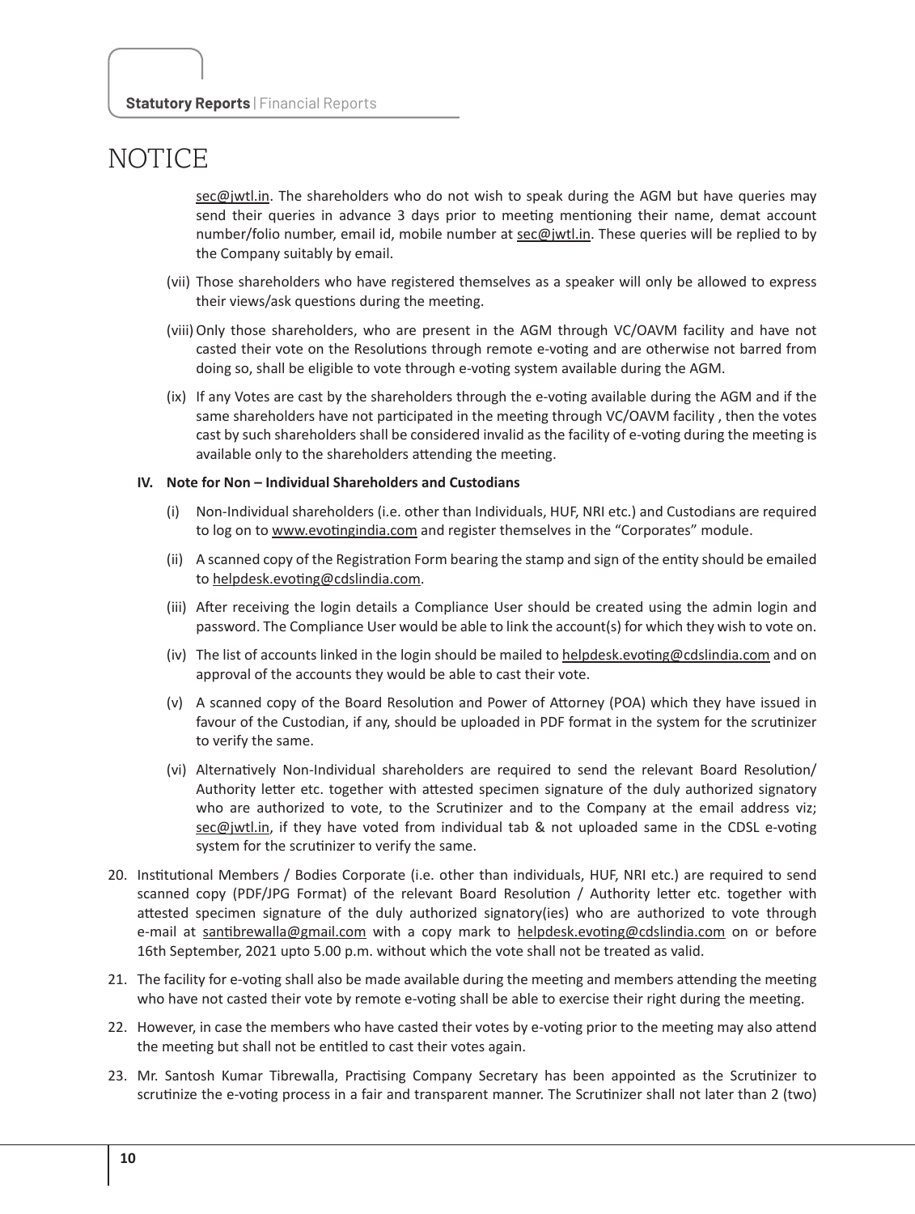# NOTICE

sec@jwtl.in. The shareholders who do not wish to speak during the AGM but have queries may send their queries in advance 3 days prior to meeting mentioning their name, demat account number/folio number, email id, mobile number at sec@jwtl.in. These queries will be replied to by the Company suitably by email.

(vii) Those shareholders who have registered themselves as a speaker will only be allowed to express their views/ask questions during the meeting.

(viii) Only those shareholders, who are present in the AGM through VC/OAVM facility and have not casted their vote on the Resolutions through remote e-voting and are otherwise not barred from doing so, shall be eligible to vote through e-voting system available during the AGM.

(ix) If any Votes are cast by the shareholders through the e-voting available during the AGM and if the same shareholders have not participated in the meeting through VC/OAVM facility , then the votes cast by such shareholders shall be considered invalid as the facility of e-voting during the meeting is available only to the shareholders attending the meeting.

**IV. Note for Non – Individual Shareholders and Custodians**

(i) Non-Individual shareholders (i.e. other than Individuals, HUF, NRI etc.) and Custodians are required to log on to www.evotingindia.com and register themselves in the “Corporates” module.

(ii) A scanned copy of the Registration Form bearing the stamp and sign of the entity should be emailed to helpdesk.evoting@cdslindia.com.

(iii) After receiving the login details a Compliance User should be created using the admin login and password. The Compliance User would be able to link the account(s) for which they wish to vote on.

(iv) The list of accounts linked in the login should be mailed to helpdesk.evoting@cdslindia.com and on approval of the accounts they would be able to cast their vote.

(v) A scanned copy of the Board Resolution and Power of Attorney (POA) which they have issued in favour of the Custodian, if any, should be uploaded in PDF format in the system for the scrutinizer to verify the same.

(vi) Alternatively Non-Individual shareholders are required to send the relevant Board Resolution/ Authority letter etc. together with attested specimen signature of the duly authorized signatory who are authorized to vote, to the Scrutinizer and to the Company at the email address viz; sec@jwtl.in, if they have voted from individual tab & not uploaded same in the CDSL e-voting system for the scrutinizer to verify the same.

20. Institutional Members / Bodies Corporate (i.e. other than individuals, HUF, NRI etc.) are required to send scanned copy (PDF/JPG Format) of the relevant Board Resolution / Authority letter etc. together with attested specimen signature of the duly authorized signatory(ies) who are authorized to vote through e-mail at santibrewalla@gmail.com with a copy mark to helpdesk.evoting@cdslindia.com on or before 16th September, 2021 upto 5.00 p.m. without which the vote shall not be treated as valid.

21. The facility for e-voting shall also be made available during the meeting and members attending the meeting who have not casted their vote by remote e-voting shall be able to exercise their right during the meeting.

22. However, in case the members who have casted their votes by e-voting prior to the meeting may also attend the meeting but shall not be entitled to cast their votes again.

23. Mr. Santosh Kumar Tibrewalla, Practising Company Secretary has been appointed as the Scrutinizer to scrutinize the e-voting process in a fair and transparent manner. The Scrutinizer shall not later than 2 (two)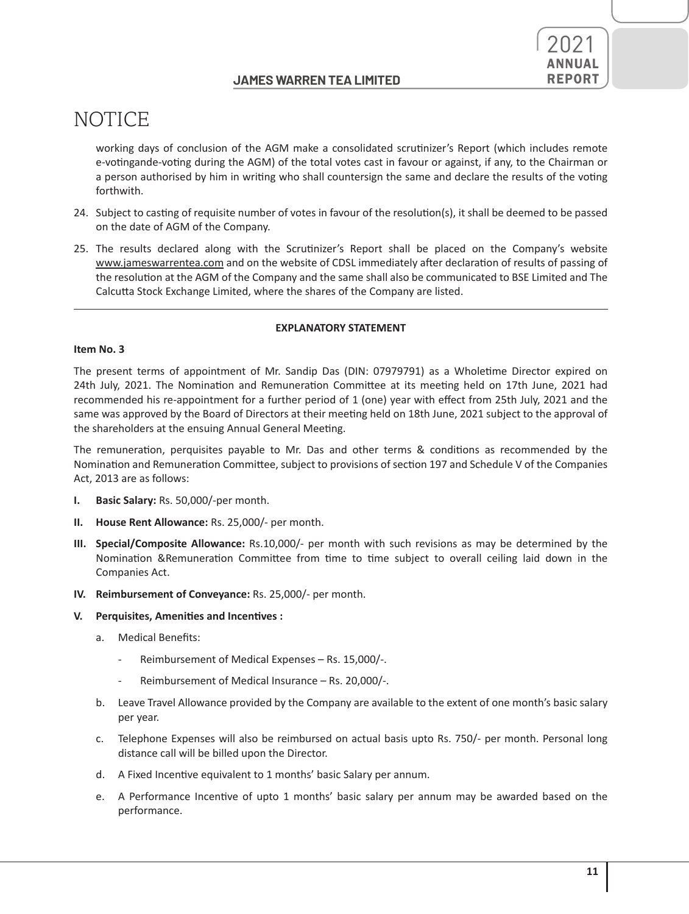# NOTICE

working days of conclusion of the AGM make a consolidated scrutinizer's Report (which includes remote e-votingande-voting during the AGM) of the total votes cast in favour or against, if any, to the Chairman or a person authorised by him in writing who shall countersign the same and declare the results of the voting forthwith.

24. Subject to casting of requisite number of votes in favour of the resolution(s), it shall be deemed to be passed on the date of AGM of the Company.

25. The results declared along with the Scrutinizer's Report shall be placed on the Company's website www.jameswarrentea.com and on the website of CDSL immediately after declaration of results of passing of the resolution at the AGM of the Company and the same shall also be communicated to BSE Limited and The Calcutta Stock Exchange Limited, where the shares of the Company are listed.

---

**EXPLANATORY STATEMENT**

**Item No. 3**

The present terms of appointment of Mr. Sandip Das (DIN: 07979791) as a Wholetime Director expired on 24th July, 2021. The Nomination and Remuneration Committee at its meeting held on 17th June, 2021 had recommended his re-appointment for a further period of 1 (one) year with effect from 25th July, 2021 and the same was approved by the Board of Directors at their meeting held on 18th June, 2021 subject to the approval of the shareholders at the ensuing Annual General Meeting.

The remuneration, perquisites payable to Mr. Das and other terms & conditions as recommended by the Nomination and Remuneration Committee, subject to provisions of section 197 and Schedule V of the Companies Act, 2013 are as follows:

I. **Basic Salary:** Rs. 50,000/-per month.

II. **House Rent Allowance:** Rs. 25,000/- per month.

III. **Special/Composite Allowance:** Rs.10,000/- per month with such revisions as may be determined by the Nomination &Remuneration Committee from time to time subject to overall ceiling laid down in the Companies Act.

IV. **Reimbursement of Conveyance:** Rs. 25,000/- per month.

V. **Perquisites, Amenities and Incentives :**

   a. Medical Benefits:

      - Reimbursement of Medical Expenses – Rs. 15,000/-.

      - Reimbursement of Medical Insurance – Rs. 20,000/-.

   b. Leave Travel Allowance provided by the Company are available to the extent of one month's basic salary per year.

   c. Telephone Expenses will also be reimbursed on actual basis upto Rs. 750/- per month. Personal long distance call will be billed upon the Director.

   d. A Fixed Incentive equivalent to 1 months' basic Salary per annum.

   e. A Performance Incentive of upto 1 months' basic salary per annum may be awarded based on the performance.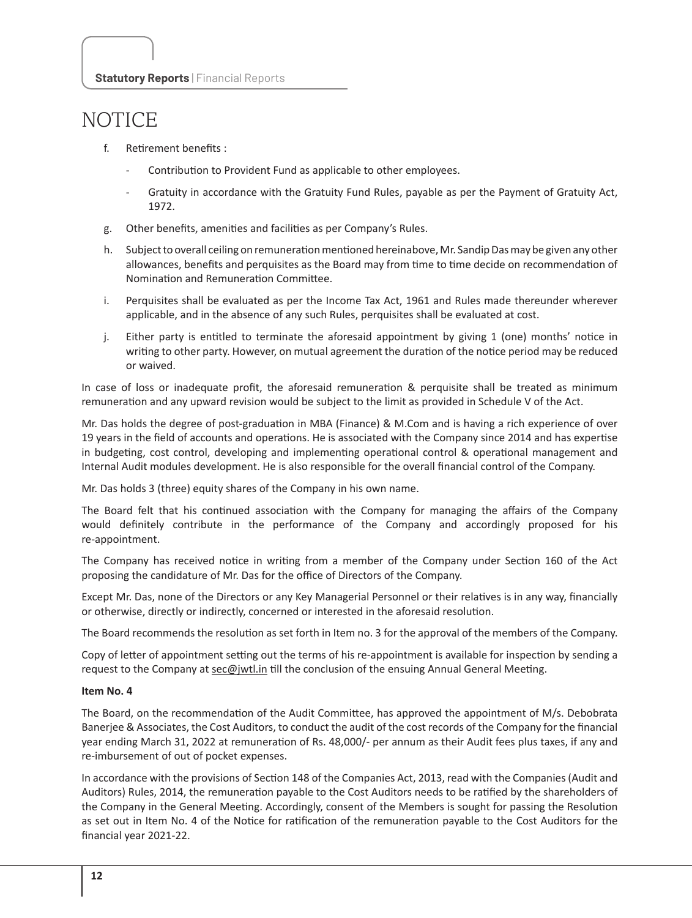# NOTICE

f. Retirement benefits :

   - Contribution to Provident Fund as applicable to other employees.
   - Gratuity in accordance with the Gratuity Fund Rules, payable as per the Payment of Gratuity Act, 1972.

g. Other benefits, amenities and facilities as per Company's Rules.

h. Subject to overall ceiling on remuneration mentioned hereinabove, Mr. Sandip Das may be given any other allowances, benefits and perquisites as the Board may from time to time decide on recommendation of Nomination and Remuneration Committee.

i. Perquisites shall be evaluated as per the Income Tax Act, 1961 and Rules made thereunder wherever applicable, and in the absence of any such Rules, perquisites shall be evaluated at cost.

j. Either party is entitled to terminate the aforesaid appointment by giving 1 (one) months' notice in writing to other party. However, on mutual agreement the duration of the notice period may be reduced or waived.

In case of loss or inadequate profit, the aforesaid remuneration & perquisite shall be treated as minimum remuneration and any upward revision would be subject to the limit as provided in Schedule V of the Act.

Mr. Das holds the degree of post-graduation in MBA (Finance) & M.Com and is having a rich experience of over 19 years in the field of accounts and operations. He is associated with the Company since 2014 and has expertise in budgeting, cost control, developing and implementing operational control & operational management and Internal Audit modules development. He is also responsible for the overall financial control of the Company.

Mr. Das holds 3 (three) equity shares of the Company in his own name.

The Board felt that his continued association with the Company for managing the affairs of the Company would definitely contribute in the performance of the Company and accordingly proposed for his re-appointment.

The Company has received notice in writing from a member of the Company under Section 160 of the Act proposing the candidature of Mr. Das for the office of Directors of the Company.

Except Mr. Das, none of the Directors or any Key Managerial Personnel or their relatives is in any way, financially or otherwise, directly or indirectly, concerned or interested in the aforesaid resolution.

The Board recommends the resolution as set forth in Item no. 3 for the approval of the members of the Company.

Copy of letter of appointment setting out the terms of his re-appointment is available for inspection by sending a request to the Company at sec@jwtl.in till the conclusion of the ensuing Annual General Meeting.

**Item No. 4**

The Board, on the recommendation of the Audit Committee, has approved the appointment of M/s. Debobrata Banerjee & Associates, the Cost Auditors, to conduct the audit of the cost records of the Company for the financial year ending March 31, 2022 at remuneration of Rs. 48,000/- per annum as their Audit fees plus taxes, if any and re-imbursement of out of pocket expenses.

In accordance with the provisions of Section 148 of the Companies Act, 2013, read with the Companies (Audit and Auditors) Rules, 2014, the remuneration payable to the Cost Auditors needs to be ratified by the shareholders of the Company in the General Meeting. Accordingly, consent of the Members is sought for passing the Resolution as set out in Item No. 4 of the Notice for ratification of the remuneration payable to the Cost Auditors for the financial year 2021-22.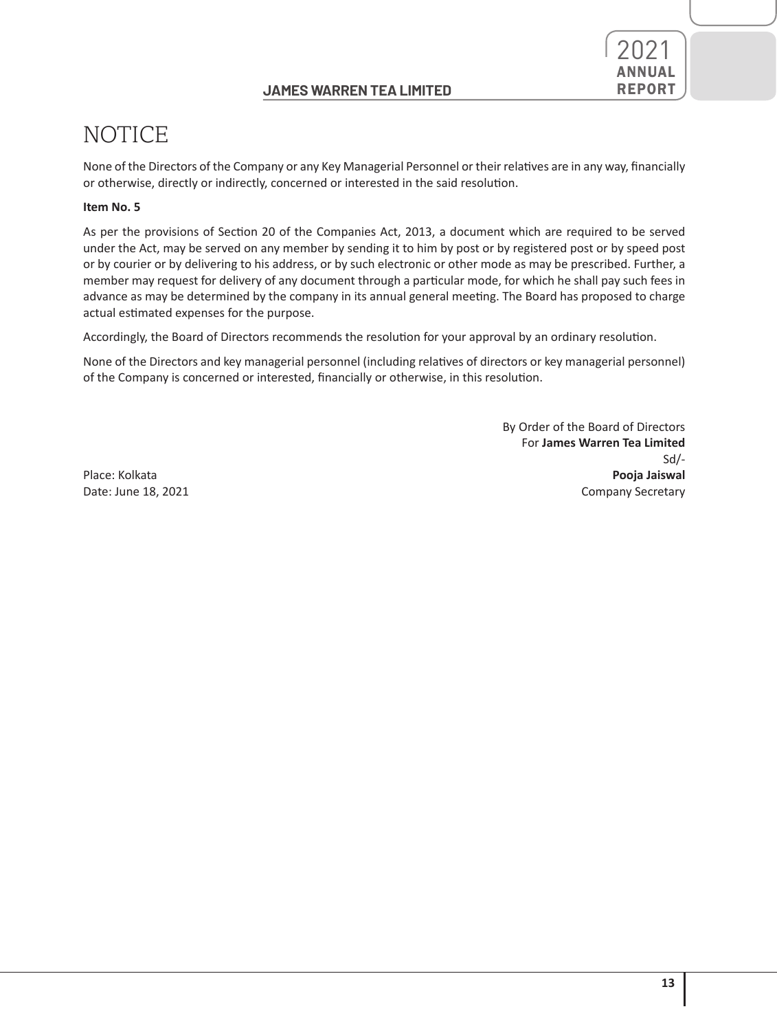# NOTICE

None of the Directors of the Company or any Key Managerial Personnel or their relatives are in any way, financially or otherwise, directly or indirectly, concerned or interested in the said resolution.

**Item No. 5**

As per the provisions of Section 20 of the Companies Act, 2013, a document which are required to be served under the Act, may be served on any member by sending it to him by post or by registered post or by speed post or by courier or by delivering to his address, or by such electronic or other mode as may be prescribed. Further, a member may request for delivery of any document through a particular mode, for which he shall pay such fees in advance as may be determined by the company in its annual general meeting. The Board has proposed to charge actual estimated expenses for the purpose.

Accordingly, the Board of Directors recommends the resolution for your approval by an ordinary resolution.

None of the Directors and key managerial personnel (including relatives of directors or key managerial personnel) of the Company is concerned or interested, financially or otherwise, in this resolution.

By Order of the Board of Directors
For **James Warren Tea Limited**
Sd/-
**Pooja Jaiswal**
Company Secretary

Place: Kolkata
Date: June 18, 2021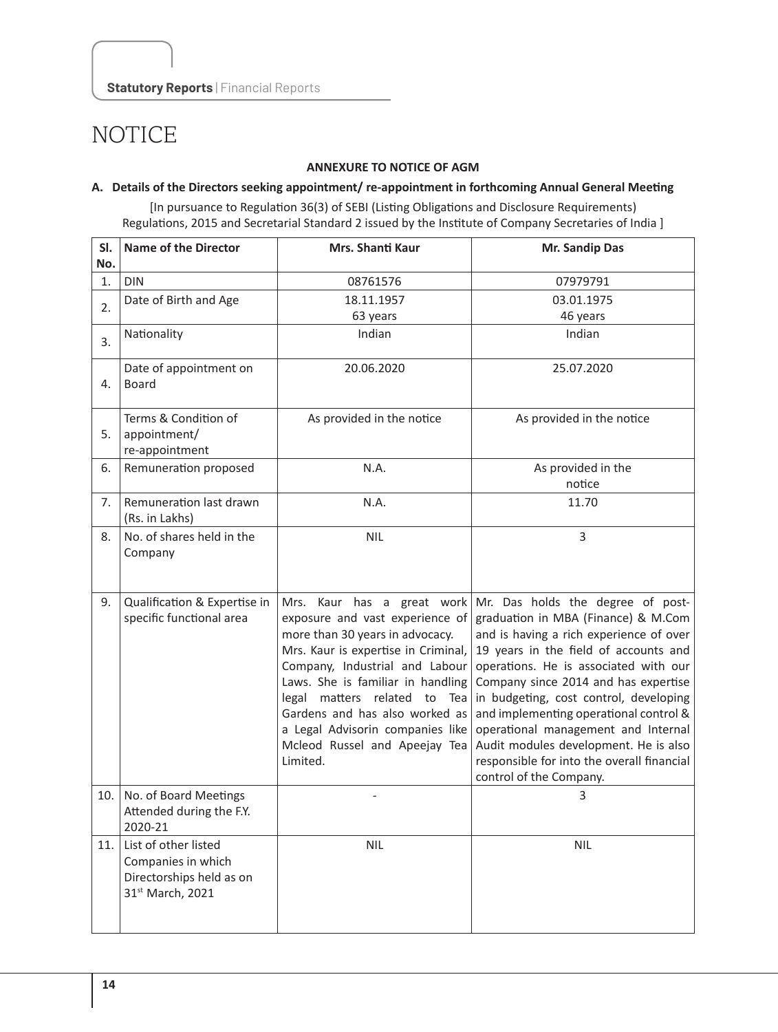# NOTICE

**ANNEXURE TO NOTICE OF AGM**

**A. Details of the Directors seeking appointment/ re-appointment in forthcoming Annual General Meeting**

[In pursuance to Regulation 36(3) of SEBI (Listing Obligations and Disclosure Requirements) Regulations, 2015 and Secretarial Standard 2 issued by the Institute of Company Secretaries of India ]

| Sl. No. | Name of the Director | Mrs. Shanti Kaur | Mr. Sandip Das |
|---|---|---|---|
| 1. | DIN | 08761576 | 07979791 |
| 2. | Date of Birth and Age | 18.11.1957<br>63 years | 03.01.1975<br>46 years |
| 3. | Nationality | Indian | Indian |
| 4. | Date of appointment on Board | 20.06.2020 | 25.07.2020 |
| 5. | Terms & Condition of appointment/ re-appointment | As provided in the notice | As provided in the notice |
| 6. | Remuneration proposed | N.A. | As provided in the notice |
| 7. | Remuneration last drawn (Rs. in Lakhs) | N.A. | 11.70 |
| 8. | No. of shares held in the Company | NIL | 3 |
| 9. | Qualification & Expertise in specific functional area | Mrs. Kaur has a great work exposure and vast experience of more than 30 years in advocacy. Mrs. Kaur is expertise in Criminal, Company, Industrial and Labour Laws. She is familiar in handling legal matters related to Tea Gardens and has also worked as a Legal Advisorin companies like Mcleod Russel and Apeejay Tea Limited. | Mr. Das holds the degree of post-graduation in MBA (Finance) & M.Com and is having a rich experience of over 19 years in the field of accounts and operations. He is associated with our Company since 2014 and has expertise in budgeting, cost control, developing and implementing operational control & operational management and Internal Audit modules development. He is also responsible for into the overall financial control of the Company. |
| 10. | No. of Board Meetings Attended during the F.Y. 2020-21 | - | 3 |
| 11. | List of other listed Companies in which Directorships held as on 31st March, 2021 | NIL | NIL |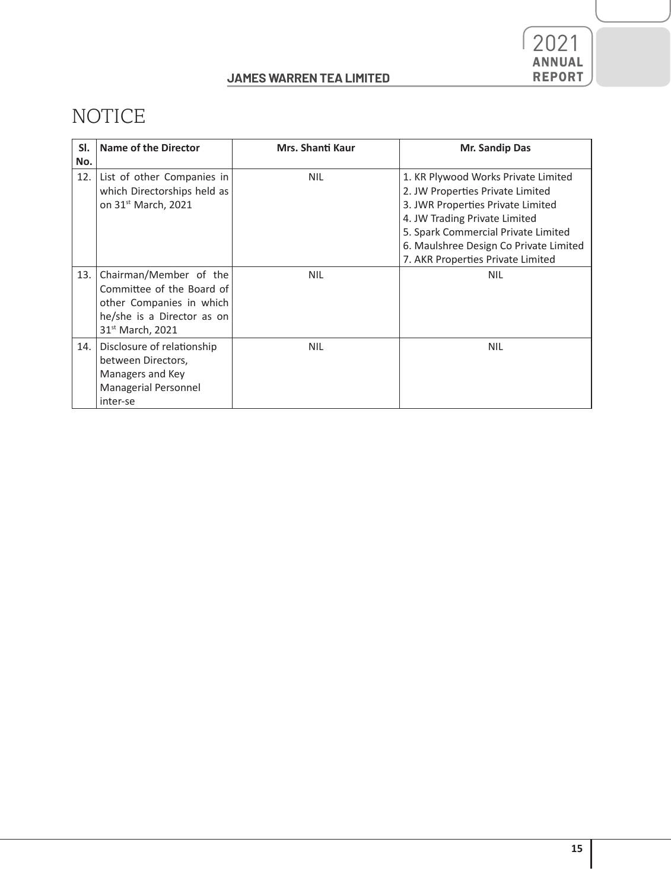# NOTICE

| Sl. No. | Name of the Director | Mrs. Shanti Kaur | Mr. Sandip Das |
|---|---|---|---|
| 12. | List of other Companies in which Directorships held as on 31st March, 2021 | NIL | 1. KR Plywood Works Private Limited<br>2. JW Properties Private Limited<br>3. JWR Properties Private Limited<br>4. JW Trading Private Limited<br>5. Spark Commercial Private Limited<br>6. Maulshree Design Co Private Limited<br>7. AKR Properties Private Limited |
| 13. | Chairman/Member of the Committee of the Board of other Companies in which he/she is a Director as on 31st March, 2021 | NIL | NIL |
| 14. | Disclosure of relationship between Directors, Managers and Key Managerial Personnel inter-se | NIL | NIL |